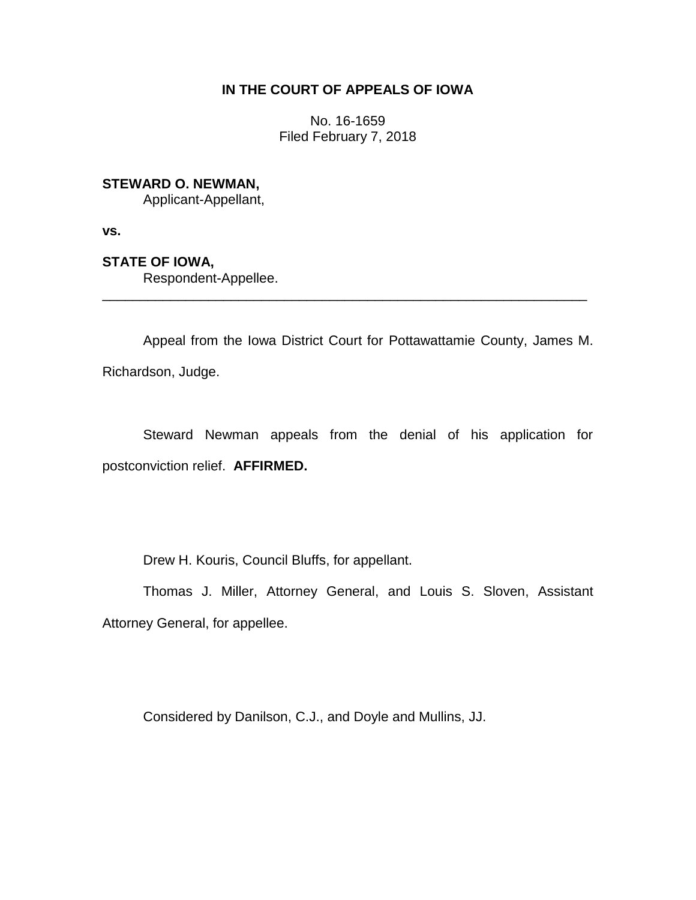**IN THE COURT OF APPEALS OF IOWA**

No. 16-1659
Filed February 7, 2018

**STEWARD O. NEWMAN,**
Applicant-Appellant,

**vs.**

**STATE OF IOWA,**
Respondent-Appellee.

---

Appeal from the Iowa District Court for Pottawattamie County, James M. Richardson, Judge.

Steward Newman appeals from the denial of his application for postconviction relief. **AFFIRMED.**

Drew H. Kouris, Council Bluffs, for appellant.

Thomas J. Miller, Attorney General, and Louis S. Sloven, Assistant Attorney General, for appellee.

Considered by Danilson, C.J., and Doyle and Mullins, JJ.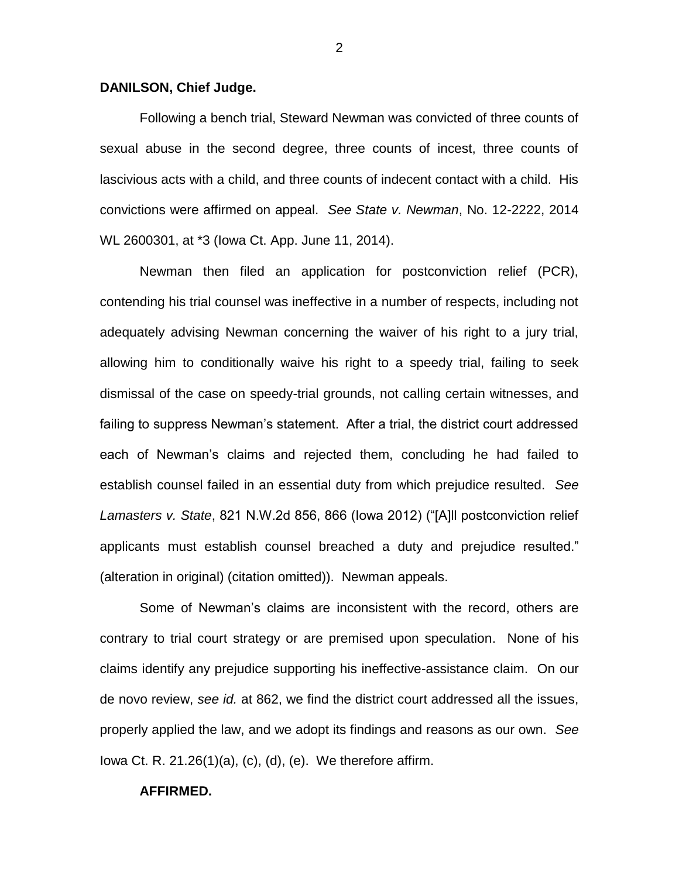**DANILSON, Chief Judge.**

Following a bench trial, Steward Newman was convicted of three counts of sexual abuse in the second degree, three counts of incest, three counts of lascivious acts with a child, and three counts of indecent contact with a child. His convictions were affirmed on appeal. *See State v. Newman*, No. 12-2222, 2014 WL 2600301, at *3 (Iowa Ct. App. June 11, 2014).

Newman then filed an application for postconviction relief (PCR), contending his trial counsel was ineffective in a number of respects, including not adequately advising Newman concerning the waiver of his right to a jury trial, allowing him to conditionally waive his right to a speedy trial, failing to seek dismissal of the case on speedy-trial grounds, not calling certain witnesses, and failing to suppress Newman's statement. After a trial, the district court addressed each of Newman's claims and rejected them, concluding he had failed to establish counsel failed in an essential duty from which prejudice resulted. *See Lamasters v. State*, 821 N.W.2d 856, 866 (Iowa 2012) ("[A]ll postconviction relief applicants must establish counsel breached a duty and prejudice resulted." (alteration in original) (citation omitted)). Newman appeals.

Some of Newman's claims are inconsistent with the record, others are contrary to trial court strategy or are premised upon speculation. None of his claims identify any prejudice supporting his ineffective-assistance claim. On our de novo review, *see id.* at 862, we find the district court addressed all the issues, properly applied the law, and we adopt its findings and reasons as our own. *See* Iowa Ct. R. 21.26(1)(a), (c), (d), (e). We therefore affirm.

**AFFIRMED.**